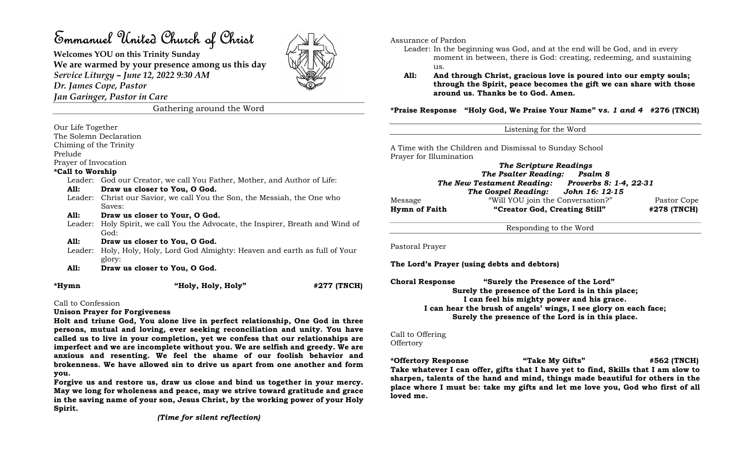# Emmanuel United Church of Christ

**Welcomes YOU on this Trinity Sunday**
**We are warmed by your presence among us this day**
***Service Liturgy – June 12, 2022 9:30 AM***
***Dr. James Cope, Pastor***
***Jan Garinger, Pastor in Care***

## Gathering around the Word

Our Life Together
The Solemn Declaration
Chiming of the Trinity
Prelude
Prayer of Invocation

**\*Call to Worship**

Leader: God our Creator, we call You Father, Mother, and Author of Life:
**All: Draw us closer to You, O God.**
Leader: Christ our Savior, we call You the Son, the Messiah, the One who Saves:
**All: Draw us closer to Your, O God.**
Leader: Holy Spirit, we call You the Advocate, the Inspirer, Breath and Wind of God:
**All: Draw us closer to You, O God.**
Leader: Holy, Holy, Holy, Lord God Almighty: Heaven and earth as full of Your glory:
**All: Draw us closer to You, O God.**

**\*Hymn "Holy, Holy, Holy" #277 (TNCH)**

Call to Confession

**Unison Prayer for Forgiveness**

**Holt and triune God, You alone live in perfect relationship, One God in three persons, mutual and loving, ever seeking reconciliation and unity. You have called us to live in your completion, yet we confess that our relationships are imperfect and we are incomplete without you. We are selfish and greedy. We are anxious and resenting. We feel the shame of our foolish behavior and brokenness. We have allowed sin to drive us apart from one another and form you.**

**Forgive us and restore us, draw us close and bind us together in your mercy. May we long for wholeness and peace, may we strive toward gratitude and grace in the saving name of your son, Jesus Christ, by the working power of your Holy Spirit.**

***(Time for silent reflection)***

Assurance of Pardon

Leader: In the beginning was God, and at the end will be God, and in every moment in between, there is God: creating, redeeming, and sustaining us.
**All: And through Christ, gracious love is poured into our empty souls; through the Spirit, peace becomes the gift we can share with those around us. Thanks be to God. Amen.**

**\*Praise Response "Holy God, We Praise Your Name" v*s. 1 and 4* #276 (TNCH)**

## Listening for the Word

A Time with the Children and Dismissal to Sunday School
Prayer for Illumination

***The Scripture Readings***
***The Psalter Reading: Psalm 8***
***The New Testament Reading: Proverbs 8: 1-4, 22-31***
***The Gospel Reading: John 16: 12-15***

Message "Will YOU join the Conversation?" Pastor Cope

**Hymn of Faith "Creator God, Creating Still" #278 (TNCH)**

## Responding to the Word

Pastoral Prayer

**The Lord's Prayer (using debts and debtors)**

**Choral Response "Surely the Presence of the Lord"**

**Surely the presence of the Lord is in this place;**
**I can feel his mighty power and his grace.**
**I can hear the brush of angels' wings, I see glory on each face;**
**Surely the presence of the Lord is in this place.**

Call to Offering
Offertory

**\*Offertory Response "Take My Gifts" #562 (TNCH)**

**Take whatever I can offer, gifts that I have yet to find, Skills that I am slow to sharpen, talents of the hand and mind, things made beautiful for others in the place where I must be: take my gifts and let me love you, God who first of all loved me.**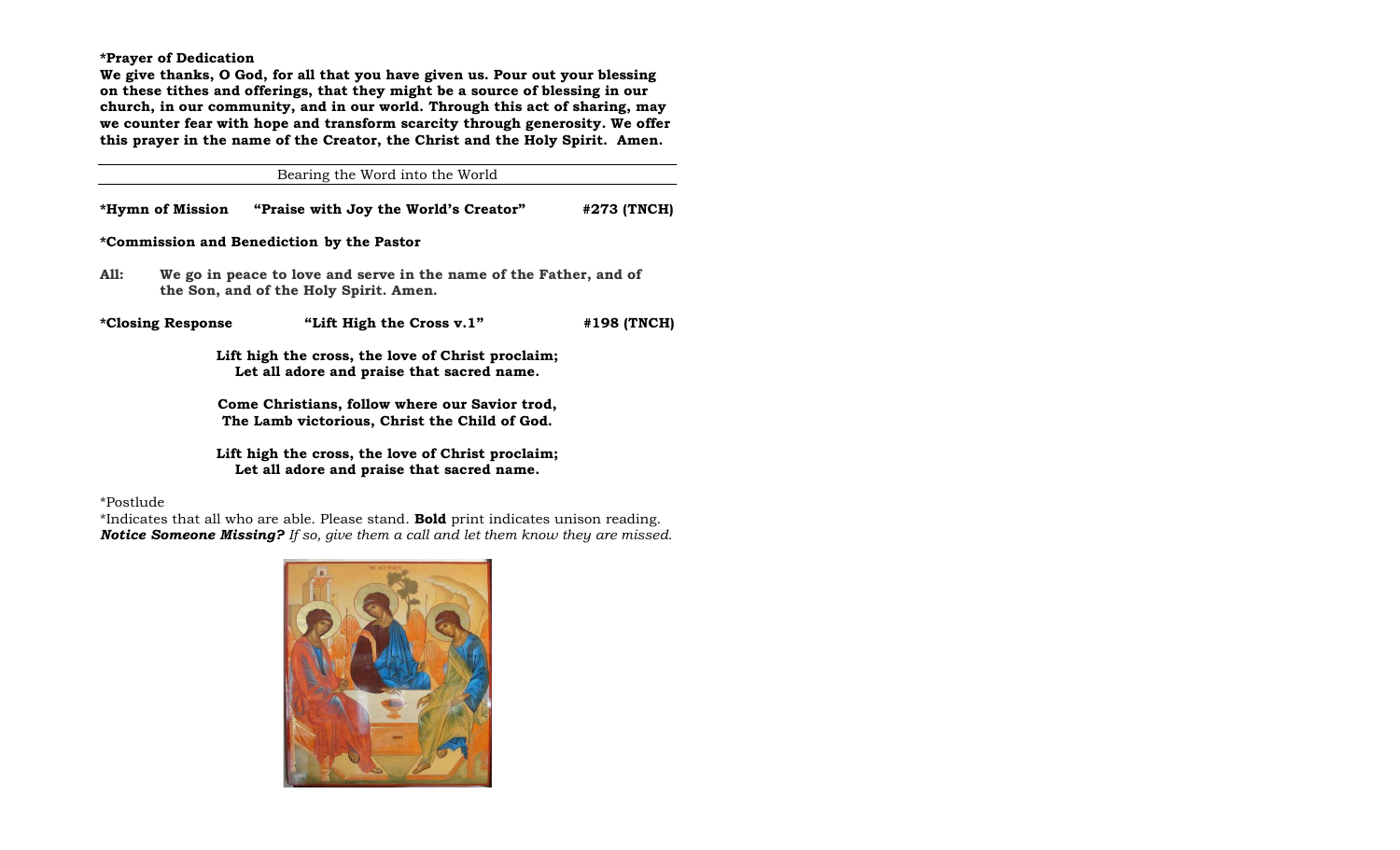**\*Prayer of Dedication**

**We give thanks, O God, for all that you have given us. Pour out your blessing on these tithes and offerings, that they might be a source of blessing in our church, in our community, and in our world. Through this act of sharing, may we counter fear with hope and transform scarcity through generosity. We offer this prayer in the name of the Creator, the Christ and the Holy Spirit. Amen.**

---

Bearing the Word into the World

---

**\*Hymn of Mission "Praise with Joy the World's Creator" #273 (TNCH)**

**\*Commission and Benediction by the Pastor**

**All: We go in peace to love and serve in the name of the Father, and of the Son, and of the Holy Spirit. Amen.**

**\*Closing Response "Lift High the Cross v.1" #198 (TNCH)**

**Lift high the cross, the love of Christ proclaim;**
**Let all adore and praise that sacred name.**

**Come Christians, follow where our Savior trod,**
**The Lamb victorious, Christ the Child of God.**

**Lift high the cross, the love of Christ proclaim;**
**Let all adore and praise that sacred name.**

\*Postlude

\*Indicates that all who are able. Please stand. **Bold** print indicates unison reading.

***Notice Someone Missing?*** *If so, give them a call and let them know they are missed.*